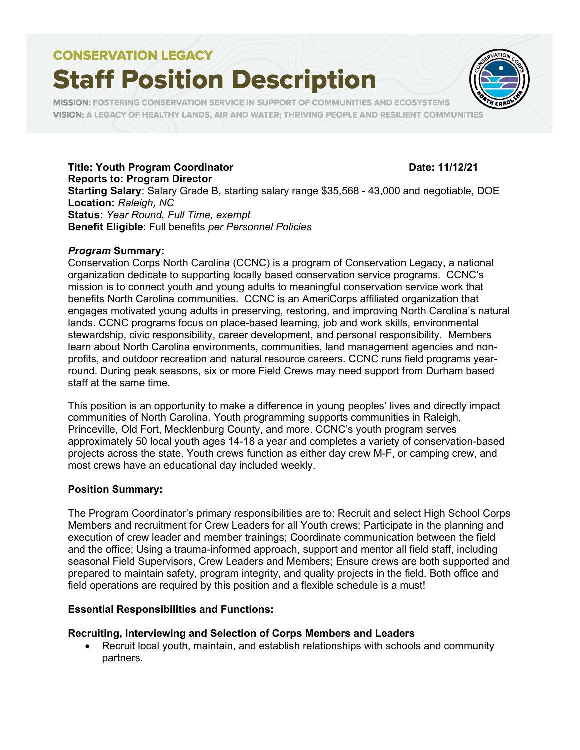CONSERVATION LEGACY

# Staff Position Description

**MISSION:** FOSTERING CONSERVATION SERVICE IN SUPPORT OF COMMUNITIES AND ECOSYSTEMS
**VISION:** A LEGACY OF HEALTHY LANDS, AIR AND WATER; THRIVING PEOPLE AND RESILIENT COMMUNITIES

**Title: Youth Program Coordinator** **Date: 11/12/21**
**Reports to: Program Director**
**Starting Salary**: Salary Grade B, starting salary range $35,568 - 43,000 and negotiable, DOE
**Location:** *Raleigh, NC*
**Status:** *Year Round, Full Time, exempt*
**Benefit Eligible**: Full benefits *per Personnel Policies*

### ***Program*** **Summary:**

Conservation Corps North Carolina (CCNC) is a program of Conservation Legacy, a national organization dedicate to supporting locally based conservation service programs. CCNC's mission is to connect youth and young adults to meaningful conservation service work that benefits North Carolina communities. CCNC is an AmeriCorps affiliated organization that engages motivated young adults in preserving, restoring, and improving North Carolina's natural lands. CCNC programs focus on place-based learning, job and work skills, environmental stewardship, civic responsibility, career development, and personal responsibility. Members learn about North Carolina environments, communities, land management agencies and non-profits, and outdoor recreation and natural resource careers. CCNC runs field programs year-round. During peak seasons, six or more Field Crews may need support from Durham based staff at the same time.

This position is an opportunity to make a difference in young peoples' lives and directly impact communities of North Carolina. Youth programming supports communities in Raleigh, Princeville, Old Fort, Mecklenburg County, and more. CCNC's youth program serves approximately 50 local youth ages 14-18 a year and completes a variety of conservation-based projects across the state. Youth crews function as either day crew M-F, or camping crew, and most crews have an educational day included weekly.

### **Position Summary:**

The Program Coordinator's primary responsibilities are to: Recruit and select High School Corps Members and recruitment for Crew Leaders for all Youth crews; Participate in the planning and execution of crew leader and member trainings; Coordinate communication between the field and the office; Using a trauma-informed approach, support and mentor all field staff, including seasonal Field Supervisors, Crew Leaders and Members; Ensure crews are both supported and prepared to maintain safety, program integrity, and quality projects in the field. Both office and field operations are required by this position and a flexible schedule is a must!

### **Essential Responsibilities and Functions:**

#### **Recruiting, Interviewing and Selection of Corps Members and Leaders**

- Recruit local youth, maintain, and establish relationships with schools and community partners.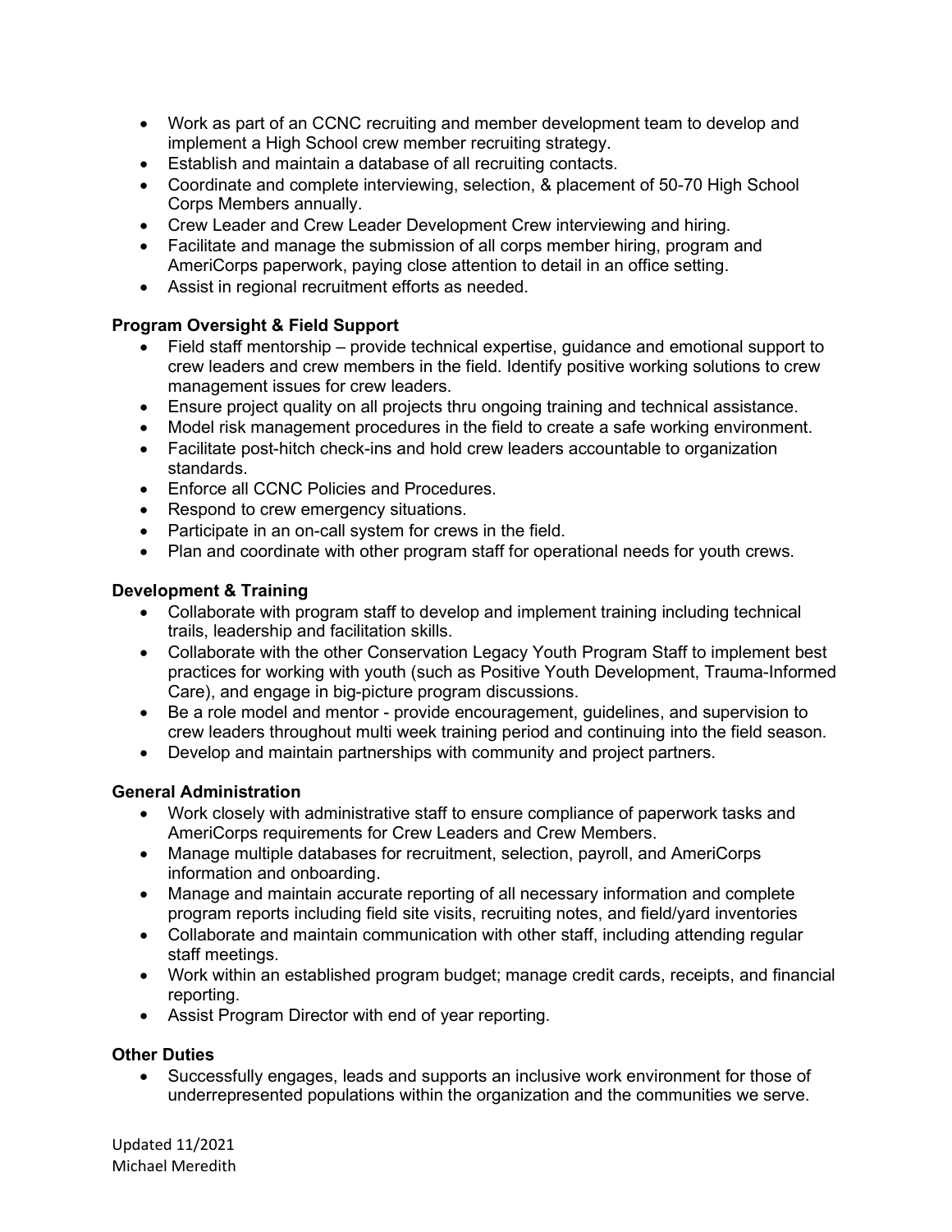- Work as part of an CCNC recruiting and member development team to develop and implement a High School crew member recruiting strategy.
- Establish and maintain a database of all recruiting contacts.
- Coordinate and complete interviewing, selection, & placement of 50-70 High School Corps Members annually.
- Crew Leader and Crew Leader Development Crew interviewing and hiring.
- Facilitate and manage the submission of all corps member hiring, program and AmeriCorps paperwork, paying close attention to detail in an office setting.
- Assist in regional recruitment efforts as needed.

**Program Oversight & Field Support**

- Field staff mentorship – provide technical expertise, guidance and emotional support to crew leaders and crew members in the field. Identify positive working solutions to crew management issues for crew leaders.
- Ensure project quality on all projects thru ongoing training and technical assistance.
- Model risk management procedures in the field to create a safe working environment.
- Facilitate post-hitch check-ins and hold crew leaders accountable to organization standards.
- Enforce all CCNC Policies and Procedures.
- Respond to crew emergency situations.
- Participate in an on-call system for crews in the field.
- Plan and coordinate with other program staff for operational needs for youth crews.

**Development & Training**

- Collaborate with program staff to develop and implement training including technical trails, leadership and facilitation skills.
- Collaborate with the other Conservation Legacy Youth Program Staff to implement best practices for working with youth (such as Positive Youth Development, Trauma-Informed Care), and engage in big-picture program discussions.
- Be a role model and mentor - provide encouragement, guidelines, and supervision to crew leaders throughout multi week training period and continuing into the field season.
- Develop and maintain partnerships with community and project partners.

**General Administration**

- Work closely with administrative staff to ensure compliance of paperwork tasks and AmeriCorps requirements for Crew Leaders and Crew Members.
- Manage multiple databases for recruitment, selection, payroll, and AmeriCorps information and onboarding.
- Manage and maintain accurate reporting of all necessary information and complete program reports including field site visits, recruiting notes, and field/yard inventories
- Collaborate and maintain communication with other staff, including attending regular staff meetings.
- Work within an established program budget; manage credit cards, receipts, and financial reporting.
- Assist Program Director with end of year reporting.

**Other Duties**

- Successfully engages, leads and supports an inclusive work environment for those of underrepresented populations within the organization and the communities we serve.

Updated 11/2021
Michael Meredith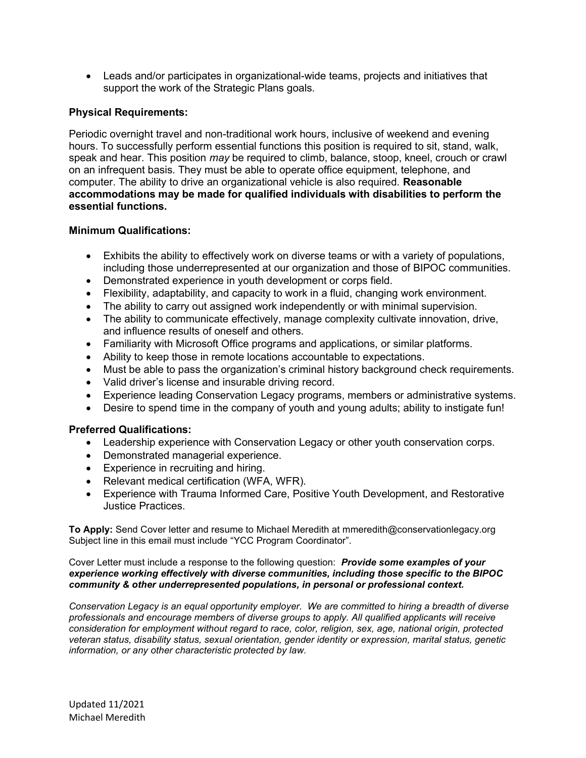- Leads and/or participates in organizational-wide teams, projects and initiatives that support the work of the Strategic Plans goals.

**Physical Requirements:**

Periodic overnight travel and non-traditional work hours, inclusive of weekend and evening hours. To successfully perform essential functions this position is required to sit, stand, walk, speak and hear. This position *may* be required to climb, balance, stoop, kneel, crouch or crawl on an infrequent basis. They must be able to operate office equipment, telephone, and computer. The ability to drive an organizational vehicle is also required. **Reasonable accommodations may be made for qualified individuals with disabilities to perform the essential functions.**

**Minimum Qualifications:**

- Exhibits the ability to effectively work on diverse teams or with a variety of populations, including those underrepresented at our organization and those of BIPOC communities.
- Demonstrated experience in youth development or corps field.
- Flexibility, adaptability, and capacity to work in a fluid, changing work environment.
- The ability to carry out assigned work independently or with minimal supervision.
- The ability to communicate effectively, manage complexity cultivate innovation, drive, and influence results of oneself and others.
- Familiarity with Microsoft Office programs and applications, or similar platforms.
- Ability to keep those in remote locations accountable to expectations.
- Must be able to pass the organization's criminal history background check requirements.
- Valid driver's license and insurable driving record.
- Experience leading Conservation Legacy programs, members or administrative systems.
- Desire to spend time in the company of youth and young adults; ability to instigate fun!

**Preferred Qualifications:**

- Leadership experience with Conservation Legacy or other youth conservation corps.
- Demonstrated managerial experience.
- Experience in recruiting and hiring.
- Relevant medical certification (WFA, WFR).
- Experience with Trauma Informed Care, Positive Youth Development, and Restorative Justice Practices.

**To Apply:** Send Cover letter and resume to Michael Meredith at mmeredith@conservationlegacy.org Subject line in this email must include "YCC Program Coordinator".

Cover Letter must include a response to the following question: ***Provide some examples of your experience working effectively with diverse communities, including those specific to the BIPOC community & other underrepresented populations, in personal or professional context.***

*Conservation Legacy is an equal opportunity employer. We are committed to hiring a breadth of diverse professionals and encourage members of diverse groups to apply. All qualified applicants will receive consideration for employment without regard to race, color, religion, sex, age, national origin, protected veteran status, disability status, sexual orientation, gender identity or expression, marital status, genetic information, or any other characteristic protected by law.*

Updated 11/2021
Michael Meredith